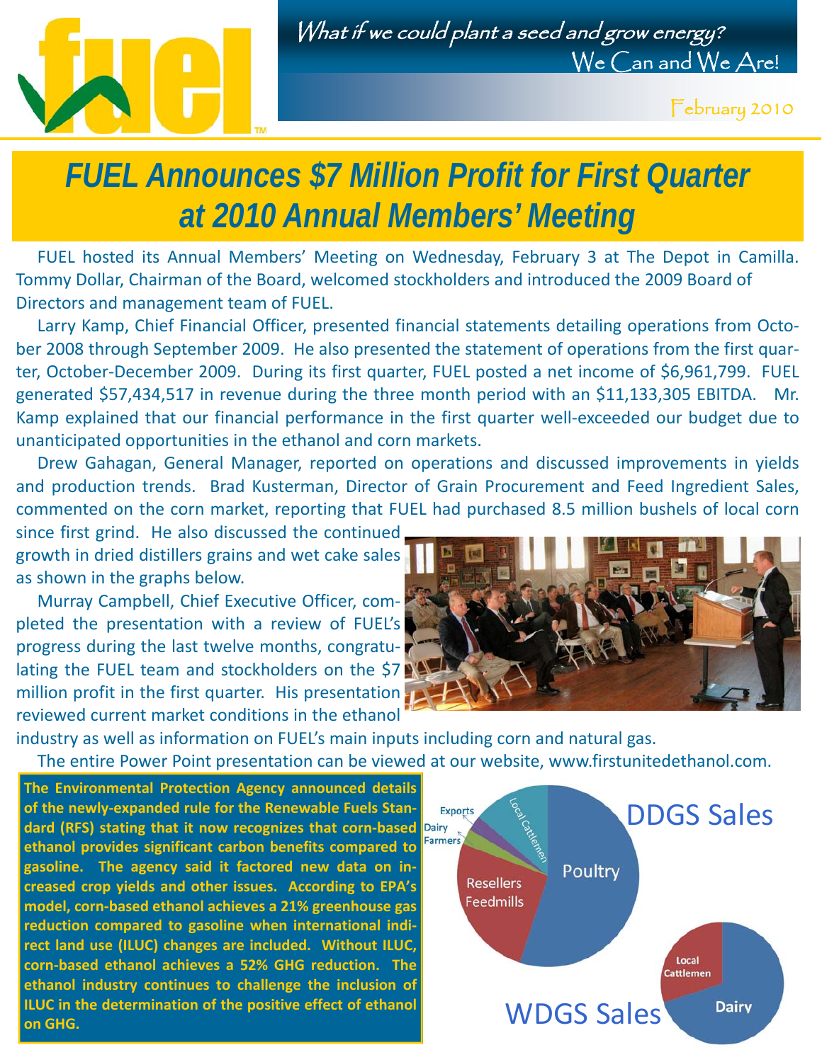fuel™

*What if we could plant a seed and grow energy?*
We Can and We Are!

February 2010

# FUEL Announces $7 Million Profit for First Quarter at 2010 Annual Members' Meeting

FUEL hosted its Annual Members' Meeting on Wednesday, February 3 at The Depot in Camilla. Tommy Dollar, Chairman of the Board, welcomed stockholders and introduced the 2009 Board of Directors and management team of FUEL.

Larry Kamp, Chief Financial Officer, presented financial statements detailing operations from October 2008 through September 2009. He also presented the statement of operations from the first quarter, October-December 2009. During its first quarter, FUEL posted a net income of $6,961,799. FUEL generated $57,434,517 in revenue during the three month period with an $11,133,305 EBITDA. Mr. Kamp explained that our financial performance in the first quarter well-exceeded our budget due to unanticipated opportunities in the ethanol and corn markets.

Drew Gahagan, General Manager, reported on operations and discussed improvements in yields and production trends. Brad Kusterman, Director of Grain Procurement and Feed Ingredient Sales, commented on the corn market, reporting that FUEL had purchased 8.5 million bushels of local corn since first grind. He also discussed the continued growth in dried distillers grains and wet cake sales as shown in the graphs below.

Murray Campbell, Chief Executive Officer, completed the presentation with a review of FUEL's progress during the last twelve months, congratulating the FUEL team and stockholders on the $7 million profit in the first quarter. His presentation reviewed current market conditions in the ethanol industry as well as information on FUEL's main inputs including corn and natural gas.

The entire Power Point presentation can be viewed at our website, www.firstunitedethanol.com.

**The Environmental Protection Agency announced details of the newly-expanded rule for the Renewable Fuels Standard (RFS) stating that it now recognizes that corn-based ethanol provides significant carbon benefits compared to gasoline. The agency said it factored new data on increased crop yields and other issues. According to EPA's model, corn-based ethanol achieves a 21% greenhouse gas reduction compared to gasoline when international indirect land use (ILUC) changes are included. Without ILUC, corn-based ethanol achieves a 52% GHG reduction. The ethanol industry continues to challenge the inclusion of ILUC in the determination of the positive effect of ethanol on GHG.**

DDGS Sales: Poultry, Resellers Feedmills, Local Cattlemen, Dairy Farmers, Exports

WDGS Sales: Dairy, Local Cattlemen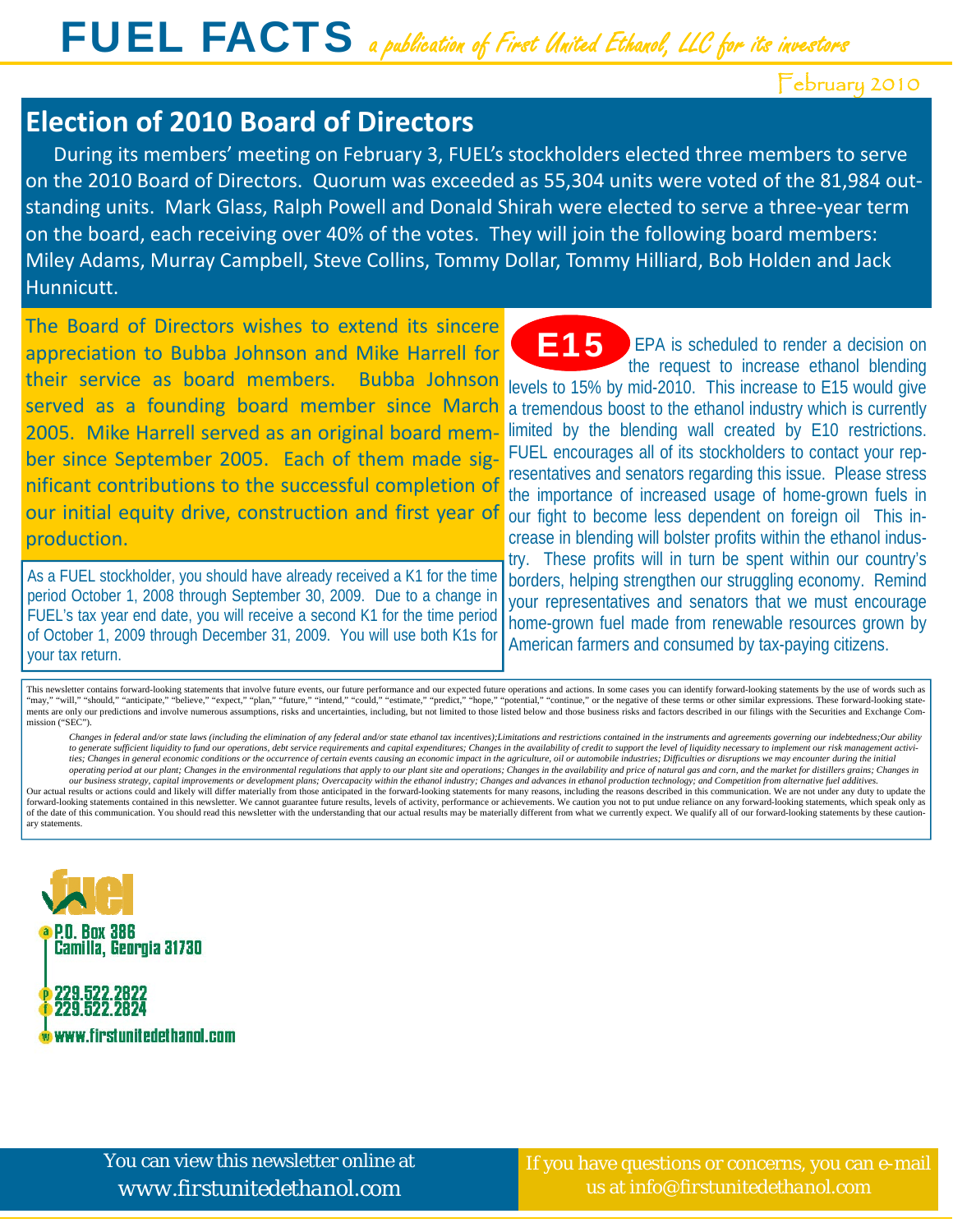# FUEL FACTS *a publication of First United Ethanol, LLC for its investors*

February 2010

## Election of 2010 Board of Directors

During its members' meeting on February 3, FUEL's stockholders elected three members to serve on the 2010 Board of Directors. Quorum was exceeded as 55,304 units were voted of the 81,984 outstanding units. Mark Glass, Ralph Powell and Donald Shirah were elected to serve a three-year term on the board, each receiving over 40% of the votes. They will join the following board members: Miley Adams, Murray Campbell, Steve Collins, Tommy Dollar, Tommy Hilliard, Bob Holden and Jack Hunnicutt.

The Board of Directors wishes to extend its sincere appreciation to Bubba Johnson and Mike Harrell for their service as board members. Bubba Johnson served as a founding board member since March 2005. Mike Harrell served as an original board member since September 2005. Each of them made significant contributions to the successful completion of our initial equity drive, construction and first year of production.

As a FUEL stockholder, you should have already received a K1 for the time period October 1, 2008 through September 30, 2009. Due to a change in FUEL's tax year end date, you will receive a second K1 for the time period of October 1, 2009 through December 31, 2009. You will use both K1s for your tax return.

**E15** EPA is scheduled to render a decision on the request to increase ethanol blending levels to 15% by mid-2010. This increase to E15 would give a tremendous boost to the ethanol industry which is currently limited by the blending wall created by E10 restrictions. FUEL encourages all of its stockholders to contact your representatives and senators regarding this issue. Please stress the importance of increased usage of home-grown fuels in our fight to become less dependent on foreign oil This increase in blending will bolster profits within the ethanol industry. These profits will in turn be spent within our country's borders, helping strengthen our struggling economy. Remind your representatives and senators that we must encourage home-grown fuel made from renewable resources grown by American farmers and consumed by tax-paying citizens.

This newsletter contains forward-looking statements that involve future events, our future performance and our expected future operations and actions. In some cases you can identify forward-looking statements by the use of words such as "may," "will," "should," "anticipate," "believe," "expect," "plan," "future," "intend," "could," "estimate," "predict," "hope," "potential," "continue," or the negative of these terms or other similar expressions. These forward-looking statements are only our predictions and involve numerous assumptions, risks and uncertainties, including, but not limited to those listed below and those business risks and factors described in our filings with the Securities and Exchange Commission ("SEC").

*Changes in federal and/or state laws (including the elimination of any federal and/or state ethanol tax incentives);Limitations and restrictions contained in the instruments and agreements governing our indebtedness;Our ability to generate sufficient liquidity to fund our operations, debt service requirements and capital expenditures; Changes in the availability of credit to support the level of liquidity necessary to implement our risk management activities; Changes in general economic conditions or the occurrence of certain events causing an economic impact in the agriculture, oil or automobile industries; Difficulties or disruptions we may encounter during the initial operating period at our plant; Changes in the environmental regulations that apply to our plant site and operations; Changes in the availability and price of natural gas and corn, and the market for distillers grains; Changes in our business strategy, capital improvements or development plans; Overcapacity within the ethanol industry; Changes and advances in ethanol production technology; and Competition from alternative fuel additives.*

Our actual results or actions could and likely will differ materially from those anticipated in the forward-looking statements for many reasons, including the reasons described in this communication. We are not under any duty to update the forward-looking statements contained in this newsletter. We cannot guarantee future results, levels of activity, performance or achievements. We caution you not to put undue reliance on any forward-looking statements, which speak only as of the date of this communication. You should read this newsletter with the understanding that our actual results may be materially different from what we currently expect. We qualify all of our forward-looking statements by these cautionary statements.

fuel

a P.O. Box 386
Camilla, Georgia 31730

p 229.522.2822
f 229.522.2824

w www.firstunitedethanol.com

You can view this newsletter online at www.firstunitedethanol.com

If you have questions or concerns, you can e-mail us at info@firstunitedethanol.com